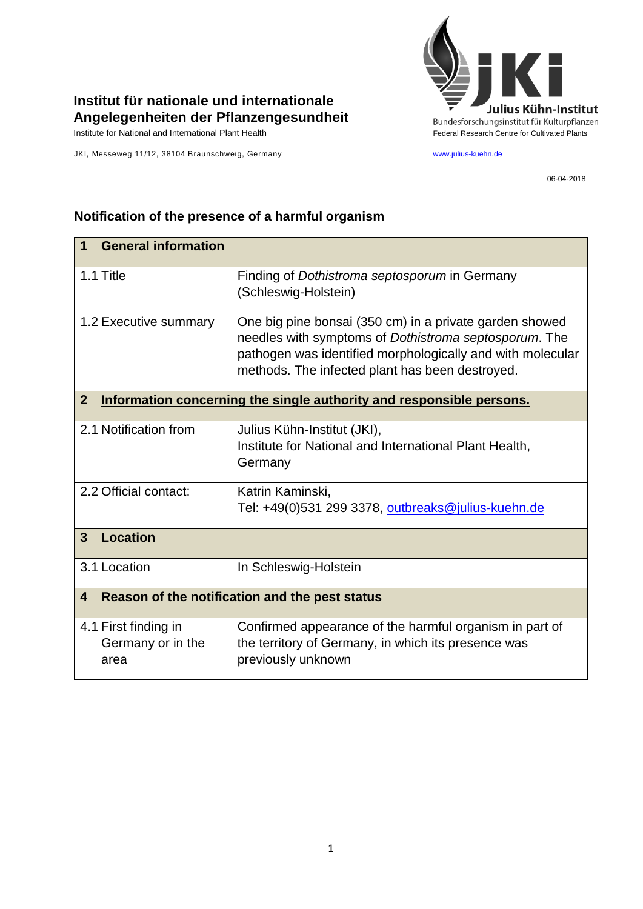**Institut für nationale und internationale Angelegenheiten der Pflanzengesundheit**

Institute for National and International Plant Health

Julius Kühn-Institut
Bundesforschungsinstitut für Kulturpflanzen
Federal Research Centre for Cultivated Plants

JKI, Messeweg 11/12, 38104 Braunschweig, Germany

www.julius-kuehn.de

06-04-2018

## Notification of the presence of a harmful organism

| | |
|---|---|
| **1 General information** | |
| 1.1 Title | Finding of *Dothistroma septosporum* in Germany (Schleswig-Holstein) |
| 1.2 Executive summary | One big pine bonsai (350 cm) in a private garden showed needles with symptoms of *Dothistroma septosporum*. The pathogen was identified morphologically and with molecular methods. The infected plant has been destroyed. |
| **2 Information concerning the single authority and responsible persons.** | |
| 2.1 Notification from | Julius Kühn-Institut (JKI), Institute for National and International Plant Health, Germany |
| 2.2 Official contact: | Katrin Kaminski, Tel: +49(0)531 299 3378, outbreaks@julius-kuehn.de |
| **3 Location** | |
| 3.1 Location | In Schleswig-Holstein |
| **4 Reason of the notification and the pest status** | |
| 4.1 First finding in Germany or in the area | Confirmed appearance of the harmful organism in part of the territory of Germany, in which its presence was previously unknown |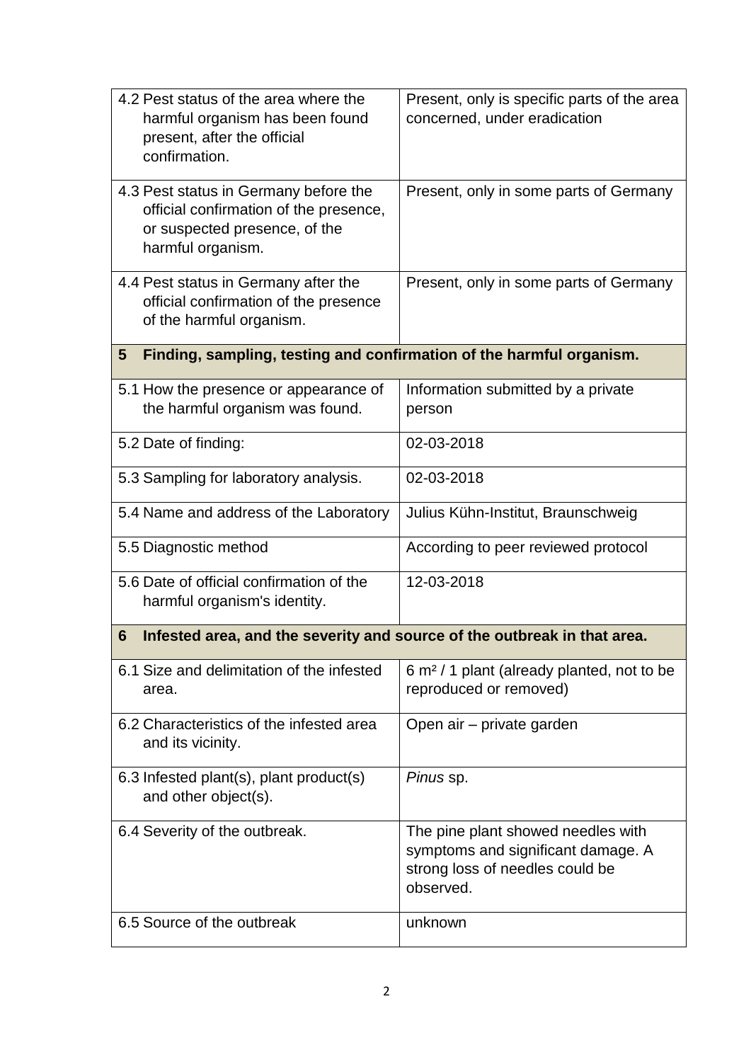| | |
|---|---|
| 4.2 Pest status of the area where the harmful organism has been found present, after the official confirmation. | Present, only is specific parts of the area concerned, under eradication |
| 4.3 Pest status in Germany before the official confirmation of the presence, or suspected presence, of the harmful organism. | Present, only in some parts of Germany |
| 4.4 Pest status in Germany after the official confirmation of the presence of the harmful organism. | Present, only in some parts of Germany |
| **5 Finding, sampling, testing and confirmation of the harmful organism.** | |
| 5.1 How the presence or appearance of the harmful organism was found. | Information submitted by a private person |
| 5.2 Date of finding: | 02-03-2018 |
| 5.3 Sampling for laboratory analysis. | 02-03-2018 |
| 5.4 Name and address of the Laboratory | Julius Kühn-Institut, Braunschweig |
| 5.5 Diagnostic method | According to peer reviewed protocol |
| 5.6 Date of official confirmation of the harmful organism's identity. | 12-03-2018 |
| **6 Infested area, and the severity and source of the outbreak in that area.** | |
| 6.1 Size and delimitation of the infested area. | 6 m² / 1 plant (already planted, not to be reproduced or removed) |
| 6.2 Characteristics of the infested area and its vicinity. | Open air – private garden |
| 6.3 Infested plant(s), plant product(s) and other object(s). | *Pinus* sp. |
| 6.4 Severity of the outbreak. | The pine plant showed needles with symptoms and significant damage. A strong loss of needles could be observed. |
| 6.5 Source of the outbreak | unknown |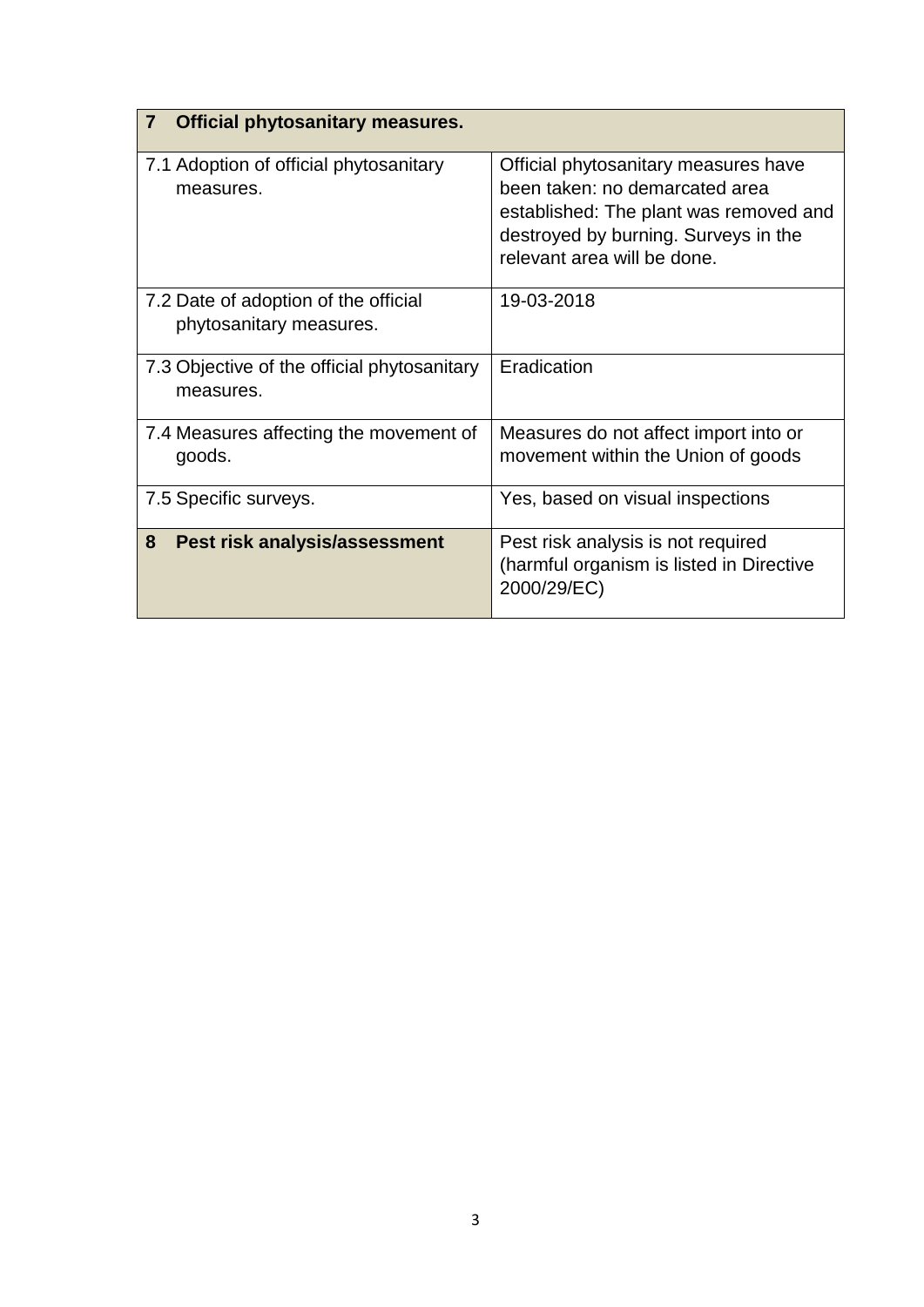| **7 Official phytosanitary measures.** | |
|---|---|
| 7.1 Adoption of official phytosanitary measures. | Official phytosanitary measures have been taken: no demarcated area established: The plant was removed and destroyed by burning. Surveys in the relevant area will be done. |
| 7.2 Date of adoption of the official phytosanitary measures. | 19-03-2018 |
| 7.3 Objective of the official phytosanitary measures. | Eradication |
| 7.4 Measures affecting the movement of goods. | Measures do not affect import into or movement within the Union of goods |
| 7.5 Specific surveys. | Yes, based on visual inspections |
| **8 Pest risk analysis/assessment** | Pest risk analysis is not required (harmful organism is listed in Directive 2000/29/EC) |